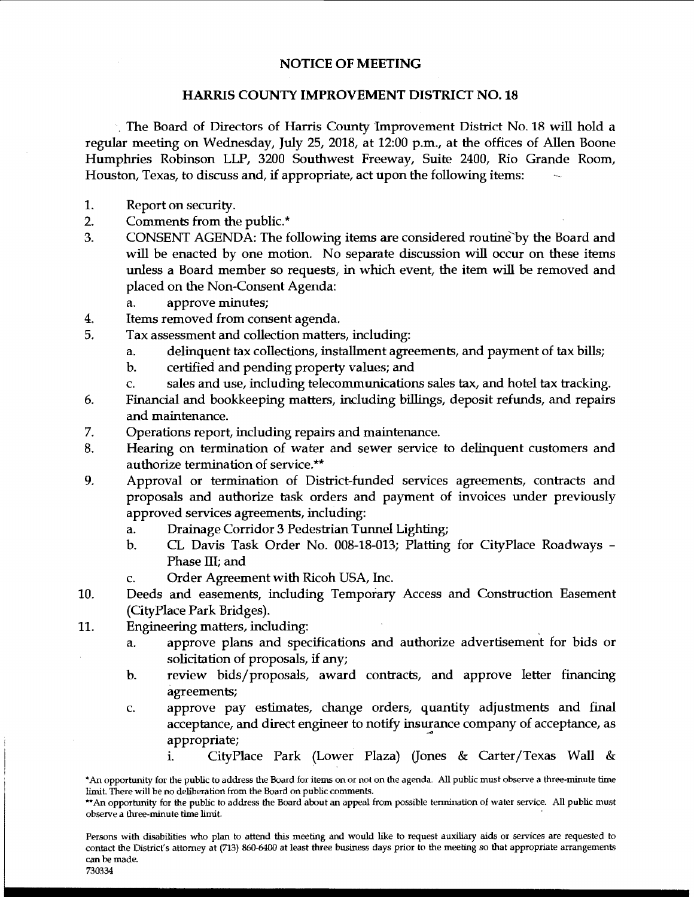# NOTICE OF MEETING

## HARRIS COUNTY IMPROVEMENT DISTRICT NO. 18

The Board of Directors of Harris County Improvement District No. 18 will hold a regular meeting on Wednesday, July 25, 2018, at 12:00 p.m., at the offices of Allen Boone Humphries Robinson LLP, 3200 Southwest Freeway, Suite 2400, Rio Grande Room, Houston, Texas, to discuss and, if appropriate, act upon the following items:

1. Report on security.
2. Comments from the public.*
3. CONSENT AGENDA: The following items are considered routine by the Board and will be enacted by one motion. No separate discussion will occur on these items unless a Board member so requests, in which event, the item will be removed and placed on the Non-Consent Agenda:
   a. approve minutes;
4. Items removed from consent agenda.
5. Tax assessment and collection matters, including:
   a. delinquent tax collections, installment agreements, and payment of tax bills;
   b. certified and pending property values; and
   c. sales and use, including telecommunications sales tax, and hotel tax tracking.
6. Financial and bookkeeping matters, including billings, deposit refunds, and repairs and maintenance.
7. Operations report, including repairs and maintenance.
8. Hearing on termination of water and sewer service to delinquent customers and authorize termination of service.**
9. Approval or termination of District-funded services agreements, contracts and proposals and authorize task orders and payment of invoices under previously approved services agreements, including:
   a. Drainage Corridor 3 Pedestrian Tunnel Lighting;
   b. CL Davis Task Order No. 008-18-013; Platting for CityPlace Roadways – Phase III; and
   c. Order Agreement with Ricoh USA, Inc.
10. Deeds and easements, including Temporary Access and Construction Easement (CityPlace Park Bridges).
11. Engineering matters, including:
    a. approve plans and specifications and authorize advertisement for bids or solicitation of proposals, if any;
    b. review bids/proposals, award contracts, and approve letter financing agreements;
    c. approve pay estimates, change orders, quantity adjustments and final acceptance, and direct engineer to notify insurance company of acceptance, as appropriate;
       i. CityPlace Park (Lower Plaza) (Jones & Carter/Texas Wall &

*An opportunity for the public to address the Board for items on or not on the agenda. All public must observe a three-minute time limit. There will be no deliberation from the Board on public comments.

**An opportunity for the public to address the Board about an appeal from possible termination of water service. All public must observe a three-minute time limit.

Persons with disabilities who plan to attend this meeting and would like to request auxiliary aids or services are requested to contact the District's attorney at (713) 860-6400 at least three business days prior to the meeting so that appropriate arrangements can be made.

730334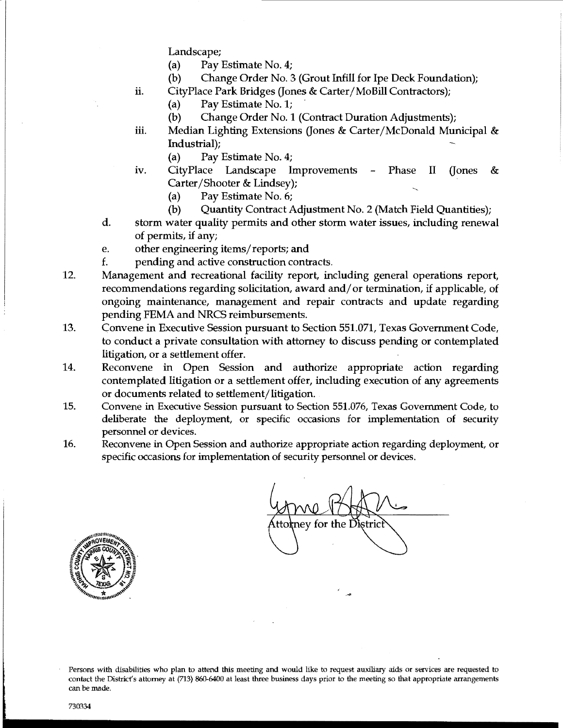Landscape;

(a) Pay Estimate No. 4;

(b) Change Order No. 3 (Grout Infill for Ipe Deck Foundation);

ii. CityPlace Park Bridges (Jones & Carter/MoBill Contractors);

(a) Pay Estimate No. 1;

(b) Change Order No. 1 (Contract Duration Adjustments);

iii. Median Lighting Extensions (Jones & Carter/McDonald Municipal & Industrial);

(a) Pay Estimate No. 4;

iv. CityPlace Landscape Improvements - Phase II (Jones & Carter/Shooter & Lindsey);

(a) Pay Estimate No. 6;

(b) Quantity Contract Adjustment No. 2 (Match Field Quantities);

d. storm water quality permits and other storm water issues, including renewal of permits, if any;

e. other engineering items/reports; and

f. pending and active construction contracts.

12. Management and recreational facility report, including general operations report, recommendations regarding solicitation, award and/or termination, if applicable, of ongoing maintenance, management and repair contracts and update regarding pending FEMA and NRCS reimbursements.

13. Convene in Executive Session pursuant to Section 551.071, Texas Government Code, to conduct a private consultation with attorney to discuss pending or contemplated litigation, or a settlement offer.

14. Reconvene in Open Session and authorize appropriate action regarding contemplated litigation or a settlement offer, including execution of any agreements or documents related to settlement/litigation.

15. Convene in Executive Session pursuant to Section 551.076, Texas Government Code, to deliberate the deployment, or specific occasions for implementation of security personnel or devices.

16. Reconvene in Open Session and authorize appropriate action regarding deployment, or specific occasions for implementation of security personnel or devices.

Attorney for the District

Persons with disabilities who plan to attend this meeting and would like to request auxiliary aids or services are requested to contact the District's attorney at (713) 860-6400 at least three business days prior to the meeting so that appropriate arrangements can be made.

730334